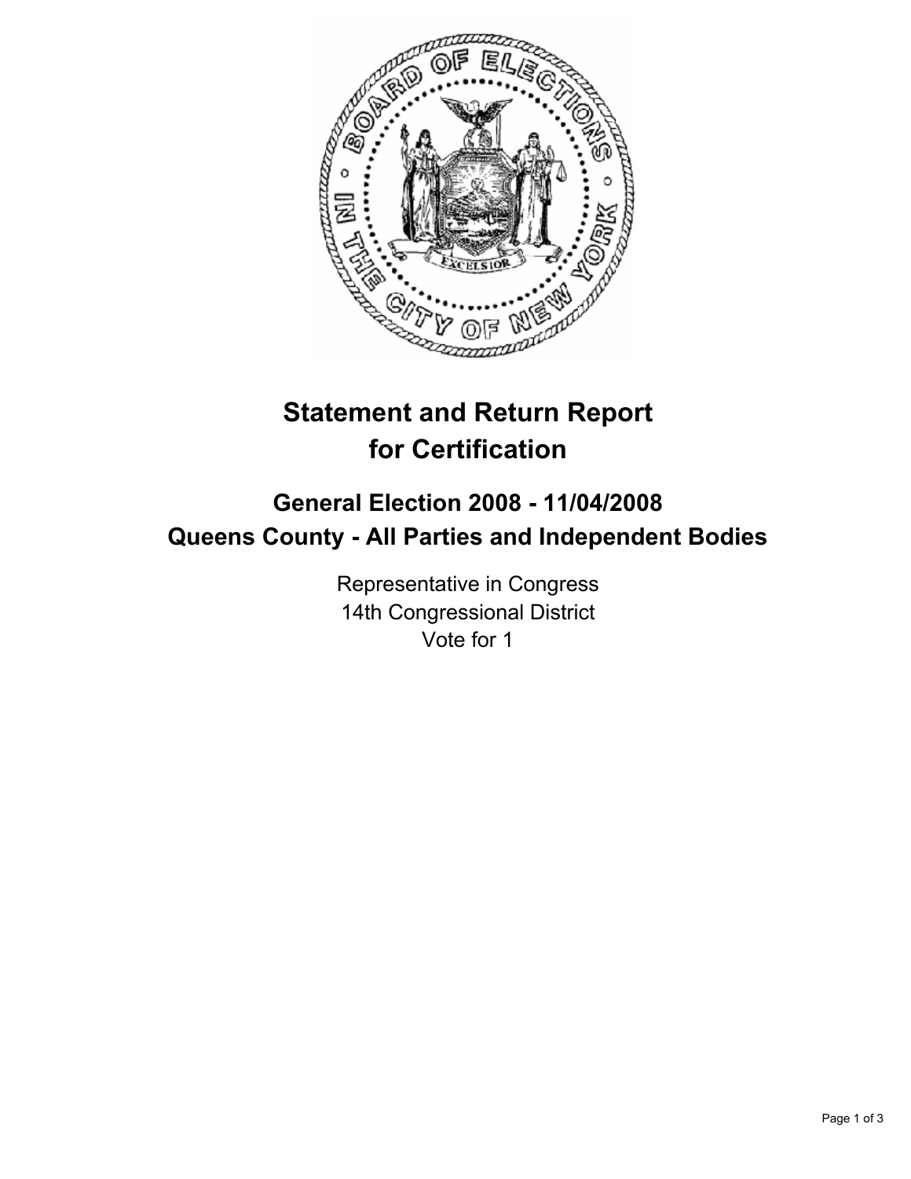# Statement and Return Report for Certification

## General Election 2008 - 11/04/2008
## Queens County - All Parties and Independent Bodies

Representative in Congress
14th Congressional District
Vote for 1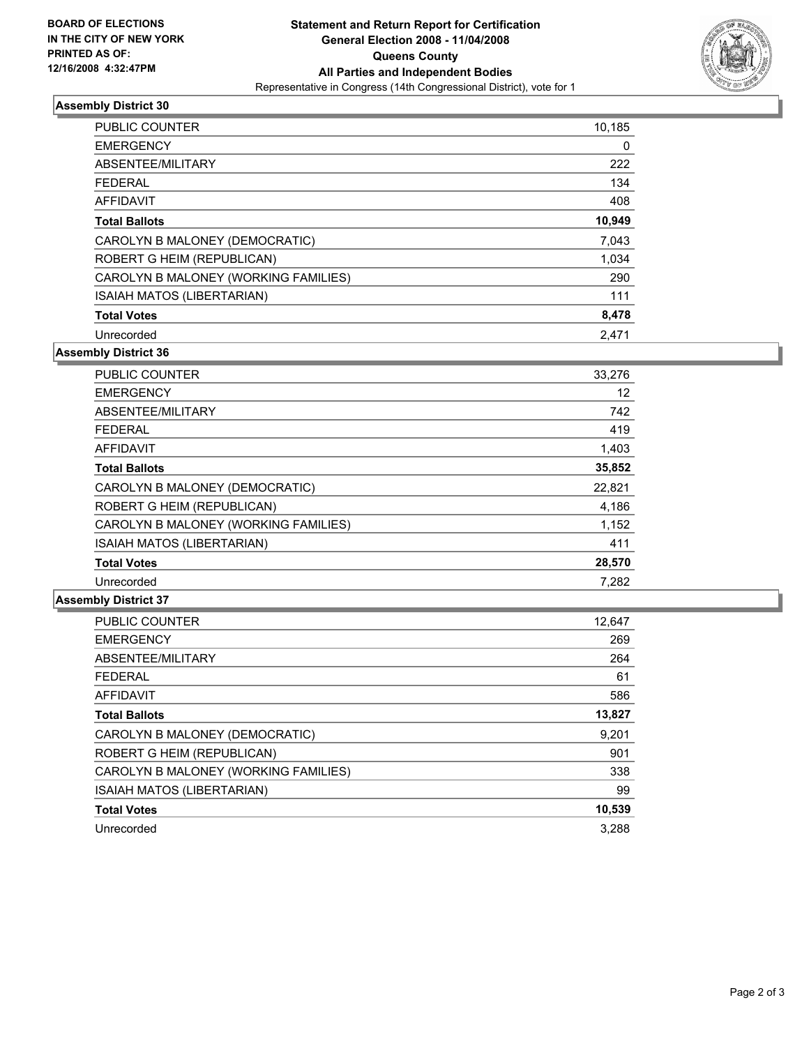BOARD OF ELECTIONS
IN THE CITY OF NEW YORK
PRINTED AS OF:
12/16/2008 4:32:47PM

# Statement and Return Report for Certification
## General Election 2008 - 11/04/2008
## Queens County
## All Parties and Independent Bodies
Representative in Congress (14th Congressional District), vote for 1

### Assembly District 30

| | |
|---|---|
| PUBLIC COUNTER | 10,185 |
| EMERGENCY | 0 |
| ABSENTEE/MILITARY | 222 |
| FEDERAL | 134 |
| AFFIDAVIT | 408 |
| **Total Ballots** | **10,949** |
| CAROLYN B MALONEY (DEMOCRATIC) | 7,043 |
| ROBERT G HEIM (REPUBLICAN) | 1,034 |
| CAROLYN B MALONEY (WORKING FAMILIES) | 290 |
| ISAIAH MATOS (LIBERTARIAN) | 111 |
| **Total Votes** | **8,478** |
| Unrecorded | 2,471 |

### Assembly District 36

| | |
|---|---|
| PUBLIC COUNTER | 33,276 |
| EMERGENCY | 12 |
| ABSENTEE/MILITARY | 742 |
| FEDERAL | 419 |
| AFFIDAVIT | 1,403 |
| **Total Ballots** | **35,852** |
| CAROLYN B MALONEY (DEMOCRATIC) | 22,821 |
| ROBERT G HEIM (REPUBLICAN) | 4,186 |
| CAROLYN B MALONEY (WORKING FAMILIES) | 1,152 |
| ISAIAH MATOS (LIBERTARIAN) | 411 |
| **Total Votes** | **28,570** |
| Unrecorded | 7,282 |

### Assembly District 37

| | |
|---|---|
| PUBLIC COUNTER | 12,647 |
| EMERGENCY | 269 |
| ABSENTEE/MILITARY | 264 |
| FEDERAL | 61 |
| AFFIDAVIT | 586 |
| **Total Ballots** | **13,827** |
| CAROLYN B MALONEY (DEMOCRATIC) | 9,201 |
| ROBERT G HEIM (REPUBLICAN) | 901 |
| CAROLYN B MALONEY (WORKING FAMILIES) | 338 |
| ISAIAH MATOS (LIBERTARIAN) | 99 |
| **Total Votes** | **10,539** |
| Unrecorded | 3,288 |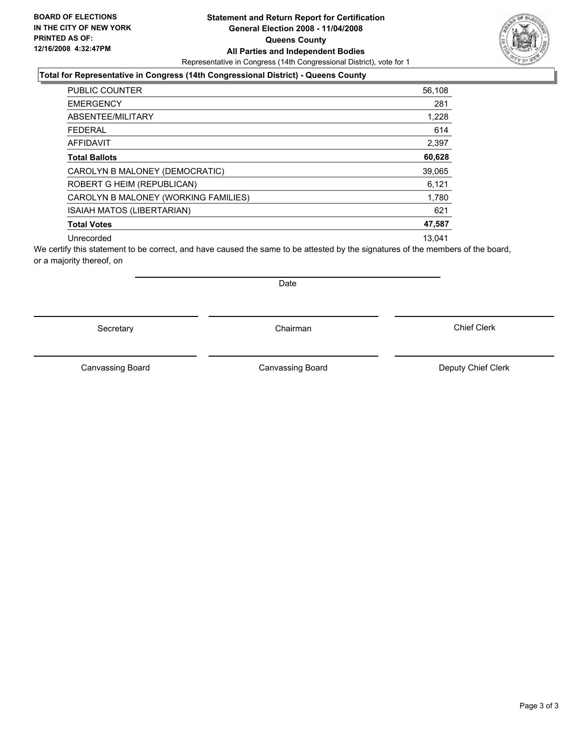**BOARD OF ELECTIONS IN THE CITY OF NEW YORK PRINTED AS OF: 12/16/2008 4:32:47PM**

**Statement and Return Report for Certification**
**General Election 2008 - 11/04/2008**
**Queens County**
**All Parties and Independent Bodies**
Representative in Congress (14th Congressional District), vote for 1

### Total for Representative in Congress (14th Congressional District) - Queens County

| | |
|---|---|
| PUBLIC COUNTER | 56,108 |
| EMERGENCY | 281 |
| ABSENTEE/MILITARY | 1,228 |
| FEDERAL | 614 |
| AFFIDAVIT | 2,397 |
| **Total Ballots** | **60,628** |
| CAROLYN B MALONEY (DEMOCRATIC) | 39,065 |
| ROBERT G HEIM (REPUBLICAN) | 6,121 |
| CAROLYN B MALONEY (WORKING FAMILIES) | 1,780 |
| ISAIAH MATOS (LIBERTARIAN) | 621 |
| **Total Votes** | **47,587** |
| Unrecorded | 13,041 |

We certify this statement to be correct, and have caused the same to be attested by the signatures of the members of the board, or a majority thereof, on

Date

Secretary

Chairman

Chief Clerk

Canvassing Board

Canvassing Board

Deputy Chief Clerk